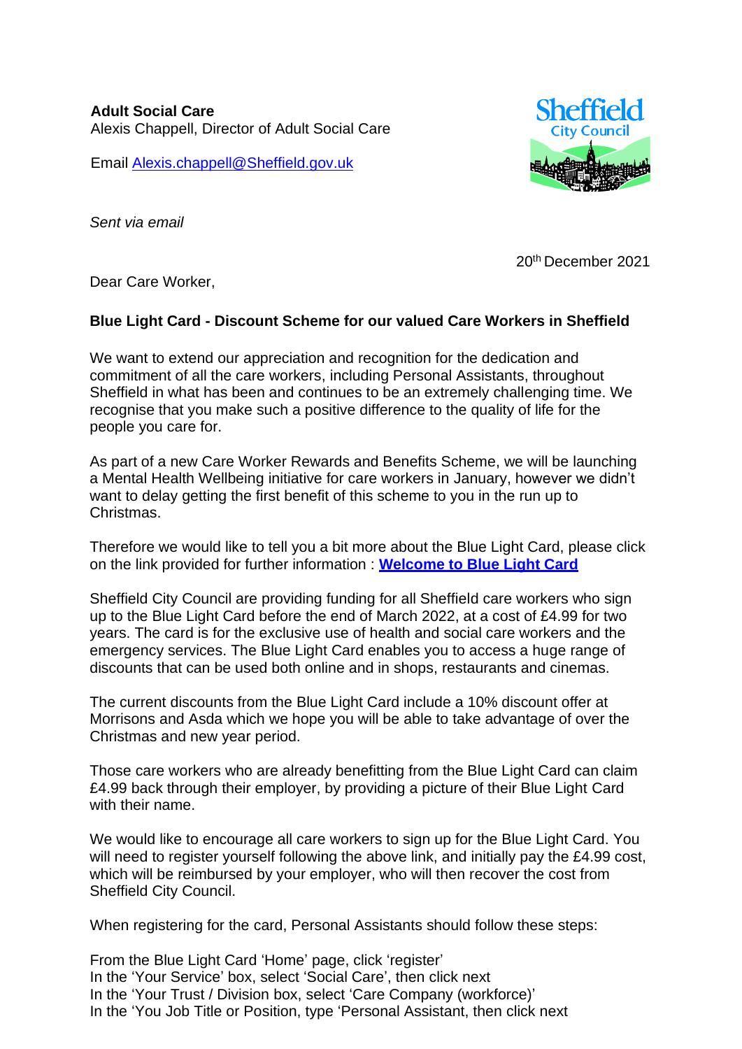**Adult Social Care**
Alexis Chappell, Director of Adult Social Care

Email Alexis.chappell@Sheffield.gov.uk

*Sent via email*

20th December 2021

Dear Care Worker,

**Blue Light Card - Discount Scheme for our valued Care Workers in Sheffield**

We want to extend our appreciation and recognition for the dedication and commitment of all the care workers, including Personal Assistants, throughout Sheffield in what has been and continues to be an extremely challenging time. We recognise that you make such a positive difference to the quality of life for the people you care for.

As part of a new Care Worker Rewards and Benefits Scheme, we will be launching a Mental Health Wellbeing initiative for care workers in January, however we didn't want to delay getting the first benefit of this scheme to you in the run up to Christmas.

Therefore we would like to tell you a bit more about the Blue Light Card, please click on the link provided for further information : **Welcome to Blue Light Card**

Sheffield City Council are providing funding for all Sheffield care workers who sign up to the Blue Light Card before the end of March 2022, at a cost of £4.99 for two years. The card is for the exclusive use of health and social care workers and the emergency services. The Blue Light Card enables you to access a huge range of discounts that can be used both online and in shops, restaurants and cinemas.

The current discounts from the Blue Light Card include a 10% discount offer at Morrisons and Asda which we hope you will be able to take advantage of over the Christmas and new year period.

Those care workers who are already benefitting from the Blue Light Card can claim £4.99 back through their employer, by providing a picture of their Blue Light Card with their name.

We would like to encourage all care workers to sign up for the Blue Light Card. You will need to register yourself following the above link, and initially pay the £4.99 cost, which will be reimbursed by your employer, who will then recover the cost from Sheffield City Council.

When registering for the card, Personal Assistants should follow these steps:

From the Blue Light Card 'Home' page, click 'register'
In the 'Your Service' box, select 'Social Care', then click next
In the 'Your Trust / Division box, select 'Care Company (workforce)'
In the 'You Job Title or Position, type 'Personal Assistant, then click next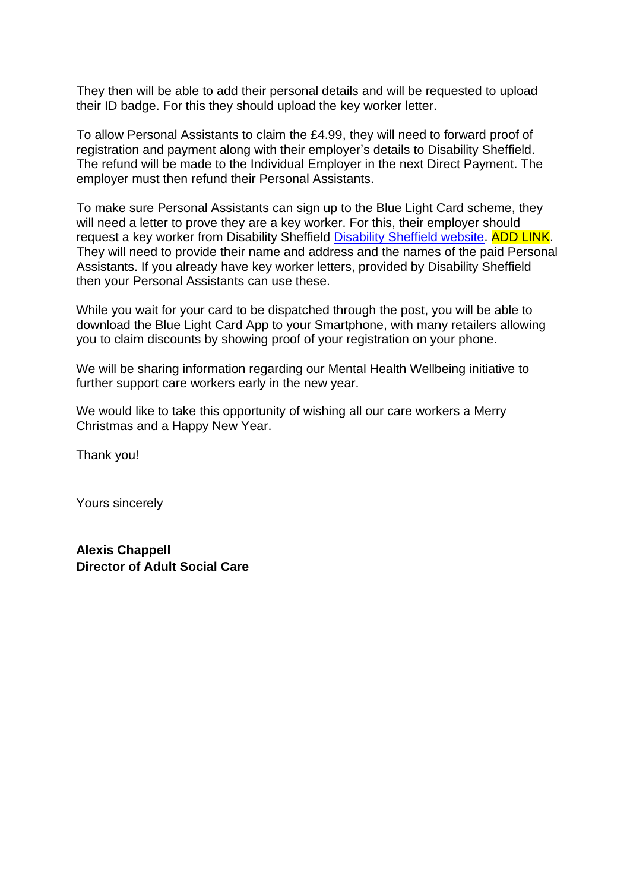They then will be able to add their personal details and will be requested to upload their ID badge. For this they should upload the key worker letter.

To allow Personal Assistants to claim the £4.99, they will need to forward proof of registration and payment along with their employer's details to Disability Sheffield. The refund will be made to the Individual Employer in the next Direct Payment. The employer must then refund their Personal Assistants.

To make sure Personal Assistants can sign up to the Blue Light Card scheme, they will need a letter to prove they are a key worker. For this, their employer should request a key worker from Disability Sheffield Disability Sheffield website. ADD LINK. They will need to provide their name and address and the names of the paid Personal Assistants. If you already have key worker letters, provided by Disability Sheffield then your Personal Assistants can use these.

While you wait for your card to be dispatched through the post, you will be able to download the Blue Light Card App to your Smartphone, with many retailers allowing you to claim discounts by showing proof of your registration on your phone.

We will be sharing information regarding our Mental Health Wellbeing initiative to further support care workers early in the new year.

We would like to take this opportunity of wishing all our care workers a Merry Christmas and a Happy New Year.

Thank you!

Yours sincerely

**Alexis Chappell**
**Director of Adult Social Care**